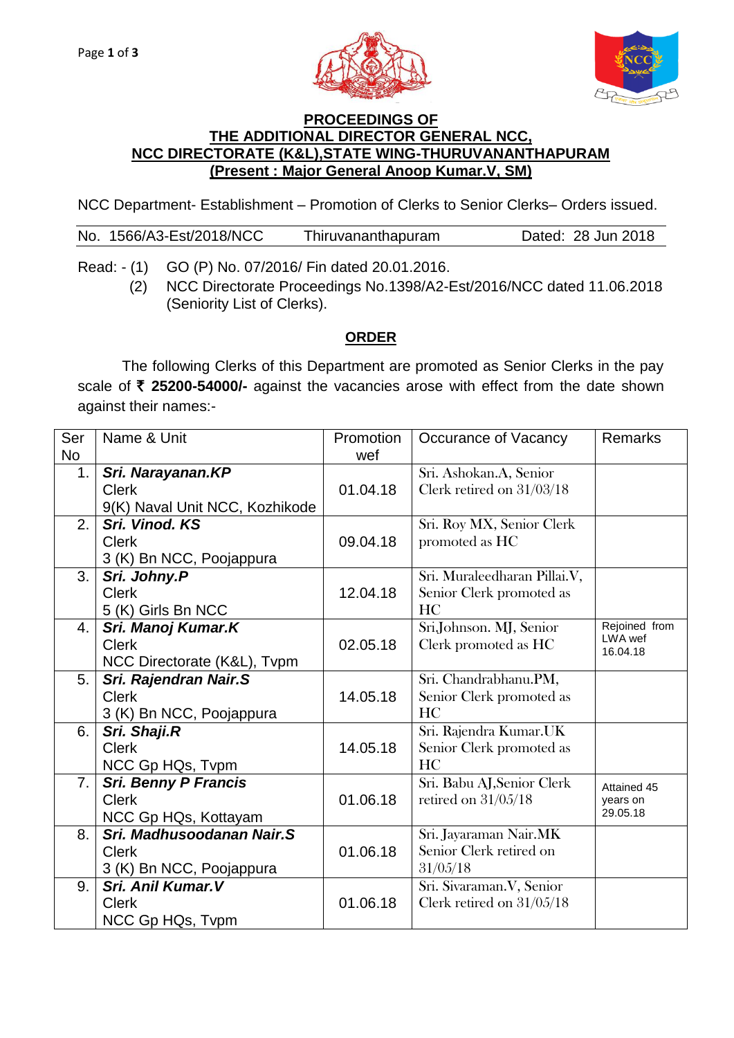**PROCEEDINGS OF**
**THE ADDITIONAL DIRECTOR GENERAL NCC,**
**NCC DIRECTORATE (K&L),STATE WING-THURUVANANTHAPURAM**
**(Present : Major General Anoop Kumar.V, SM)**

NCC Department- Establishment – Promotion of Clerks to Senior Clerks– Orders issued.

No. 1566/A3-Est/2018/NCC    Thiruvananthapuram    Dated: 28 Jun 2018

Read: - (1) GO (P) No. 07/2016/ Fin dated 20.01.2016.

(2) NCC Directorate Proceedings No.1398/A2-Est/2016/NCC dated 11.06.2018 (Seniority List of Clerks).

## ORDER

The following Clerks of this Department are promoted as Senior Clerks in the pay scale of **₹ 25200-54000/-** against the vacancies arose with effect from the date shown against their names:-

| Ser No | Name & Unit | Promotion wef | Occurance of Vacancy | Remarks |
|---|---|---|---|---|
| 1. | ***Sri. Narayanan.KP*** Clerk 9(K) Naval Unit NCC, Kozhikode | 01.04.18 | Sri. Ashokan.A, Senior Clerk retired on 31/03/18 | |
| 2. | ***Sri. Vinod. KS*** Clerk 3 (K) Bn NCC, Poojappura | 09.04.18 | Sri. Roy MX, Senior Clerk promoted as HC | |
| 3. | ***Sri. Johny.P*** Clerk 5 (K) Girls Bn NCC | 12.04.18 | Sri. Muraleedharan Pillai.V, Senior Clerk promoted as HC | |
| 4. | ***Sri. Manoj Kumar.K*** Clerk NCC Directorate (K&L), Tvpm | 02.05.18 | Sri.Johnson. MJ, Senior Clerk promoted as HC | Rejoined from LWA wef 16.04.18 |
| 5. | ***Sri. Rajendran Nair.S*** Clerk 3 (K) Bn NCC, Poojappura | 14.05.18 | Sri. Chandrabhanu.PM, Senior Clerk promoted as HC | |
| 6. | ***Sri. Shaji.R*** Clerk NCC Gp HQs, Tvpm | 14.05.18 | Sri. Rajendra Kumar.UK Senior Clerk promoted as HC | |
| 7. | ***Sri. Benny P Francis*** Clerk NCC Gp HQs, Kottayam | 01.06.18 | Sri. Babu AJ,Senior Clerk retired on 31/05/18 | Attained 45 years on 29.05.18 |
| 8. | ***Sri. Madhusoodanan Nair.S*** Clerk 3 (K) Bn NCC, Poojappura | 01.06.18 | Sri. Jayaraman Nair.MK Senior Clerk retired on 31/05/18 | |
| 9. | ***Sri. Anil Kumar.V*** Clerk NCC Gp HQs, Tvpm | 01.06.18 | Sri. Sivaraman.V, Senior Clerk retired on 31/05/18 | |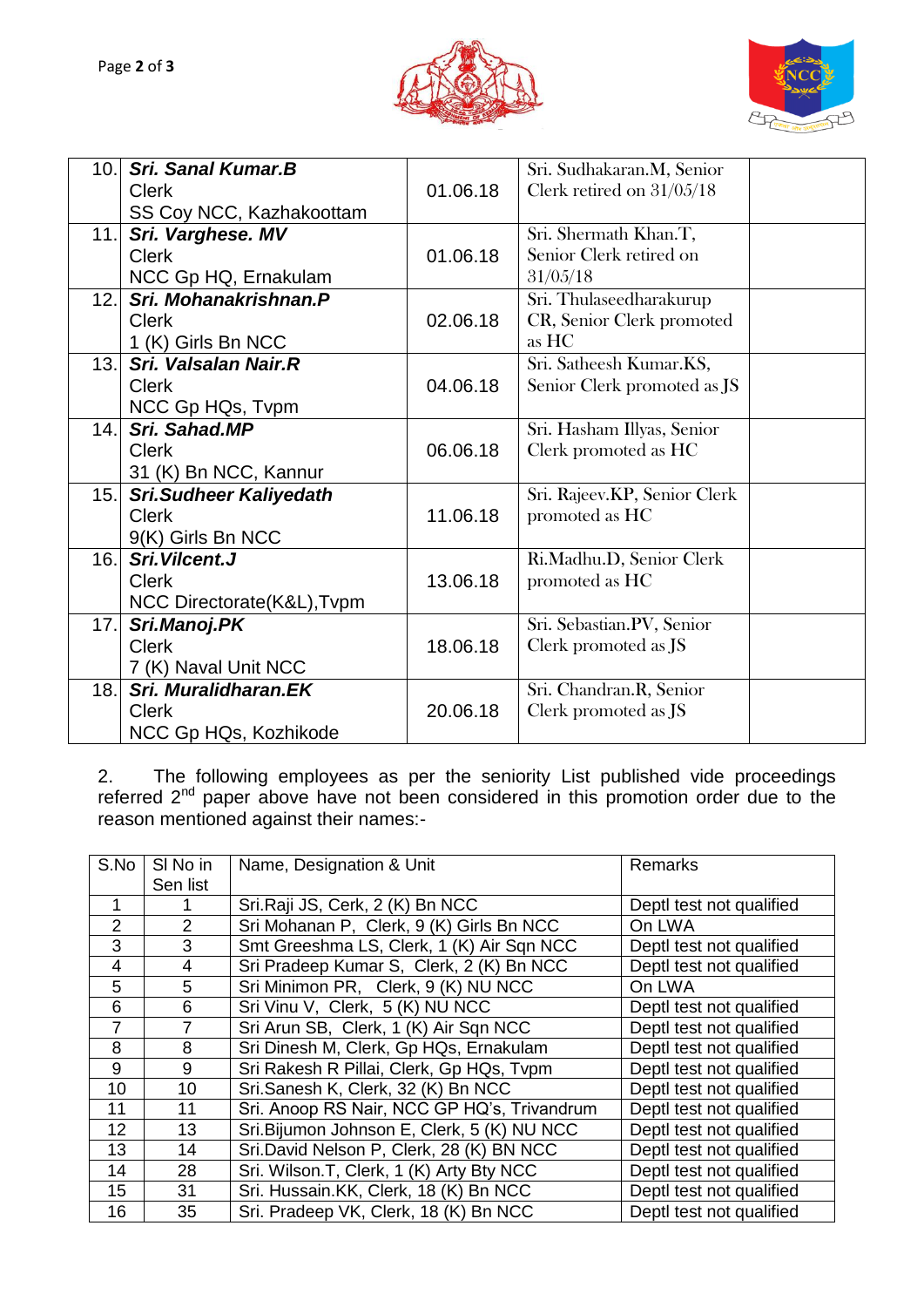| | | | | |
|---|---|---|---|---|
| 10. | ***Sri. Sanal Kumar.B***<br>Clerk<br>SS Coy NCC, Kazhakoottam | 01.06.18 | Sri. Sudhakaran.M, Senior Clerk retired on 31/05/18 | |
| 11. | ***Sri. Varghese. MV***<br>Clerk<br>NCC Gp HQ, Ernakulam | 01.06.18 | Sri. Shermath Khan.T, Senior Clerk retired on 31/05/18 | |
| 12. | ***Sri. Mohanakrishnan.P***<br>Clerk<br>1 (K) Girls Bn NCC | 02.06.18 | Sri. Thulaseedharakurup CR, Senior Clerk promoted as HC | |
| 13. | ***Sri. Valsalan Nair.R***<br>Clerk<br>NCC Gp HQs, Tvpm | 04.06.18 | Sri. Satheesh Kumar.KS, Senior Clerk promoted as JS | |
| 14. | ***Sri. Sahad.MP***<br>Clerk<br>31 (K) Bn NCC, Kannur | 06.06.18 | Sri. Hasham Illyas, Senior Clerk promoted as HC | |
| 15. | ***Sri.Sudheer Kaliyedath***<br>Clerk<br>9(K) Girls Bn NCC | 11.06.18 | Sri. Rajeev.KP, Senior Clerk promoted as HC | |
| 16. | ***Sri.Vilcent.J***<br>Clerk<br>NCC Directorate(K&L),Tvpm | 13.06.18 | Ri.Madhu.D, Senior Clerk promoted as HC | |
| 17. | ***Sri.Manoj.PK***<br>Clerk<br>7 (K) Naval Unit NCC | 18.06.18 | Sri. Sebastian.PV, Senior Clerk promoted as JS | |
| 18. | ***Sri. Muralidharan.EK***<br>Clerk<br>NCC Gp HQs, Kozhikode | 20.06.18 | Sri. Chandran.R, Senior Clerk promoted as JS | |

2. The following employees as per the seniority List published vide proceedings referred 2[nd] paper above have not been considered in this promotion order due to the reason mentioned against their names:-

| S.No | Sl No in Sen list | Name, Designation & Unit | Remarks |
|---|---|---|---|
| 1 | 1 | Sri.Raji JS, Cerk, 2 (K) Bn NCC | Deptl test not qualified |
| 2 | 2 | Sri Mohanan P, Clerk, 9 (K) Girls Bn NCC | On LWA |
| 3 | 3 | Smt Greeshma LS, Clerk, 1 (K) Air Sqn NCC | Deptl test not qualified |
| 4 | 4 | Sri Pradeep Kumar S, Clerk, 2 (K) Bn NCC | Deptl test not qualified |
| 5 | 5 | Sri Minimon PR, Clerk, 9 (K) NU NCC | On LWA |
| 6 | 6 | Sri Vinu V, Clerk, 5 (K) NU NCC | Deptl test not qualified |
| 7 | 7 | Sri Arun SB, Clerk, 1 (K) Air Sqn NCC | Deptl test not qualified |
| 8 | 8 | Sri Dinesh M, Clerk, Gp HQs, Ernakulam | Deptl test not qualified |
| 9 | 9 | Sri Rakesh R Pillai, Clerk, Gp HQs, Tvpm | Deptl test not qualified |
| 10 | 10 | Sri.Sanesh K, Clerk, 32 (K) Bn NCC | Deptl test not qualified |
| 11 | 11 | Sri. Anoop RS Nair, NCC GP HQ's, Trivandrum | Deptl test not qualified |
| 12 | 13 | Sri.Bijumon Johnson E, Clerk, 5 (K) NU NCC | Deptl test not qualified |
| 13 | 14 | Sri.David Nelson P, Clerk, 28 (K) BN NCC | Deptl test not qualified |
| 14 | 28 | Sri. Wilson.T, Clerk, 1 (K) Arty Bty NCC | Deptl test not qualified |
| 15 | 31 | Sri. Hussain.KK, Clerk, 18 (K) Bn NCC | Deptl test not qualified |
| 16 | 35 | Sri. Pradeep VK, Clerk, 18 (K) Bn NCC | Deptl test not qualified |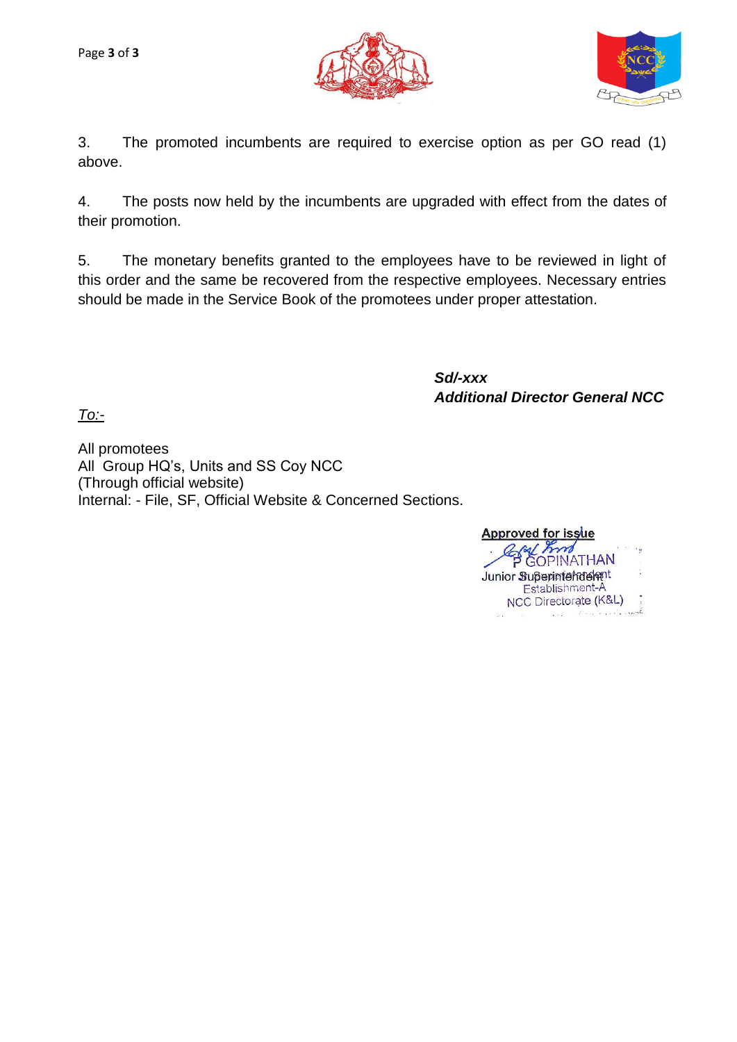3. The promoted incumbents are required to exercise option as per GO read (1) above.

4. The posts now held by the incumbents are upgraded with effect from the dates of their promotion.

5. The monetary benefits granted to the employees have to be reviewed in light of this order and the same be recovered from the respective employees. Necessary entries should be made in the Service Book of the promotees under proper attestation.

***Sd/-xxx***
***Additional Director General NCC***

*To:-*

All promotees
All Group HQ's, Units and SS Coy NCC
(Through official website)
Internal: - File, SF, Official Website & Concerned Sections.

Approved for issue
P GOPINATHAN
Junior Superintendent
Establishment-A
NCC Directorate (K&L)